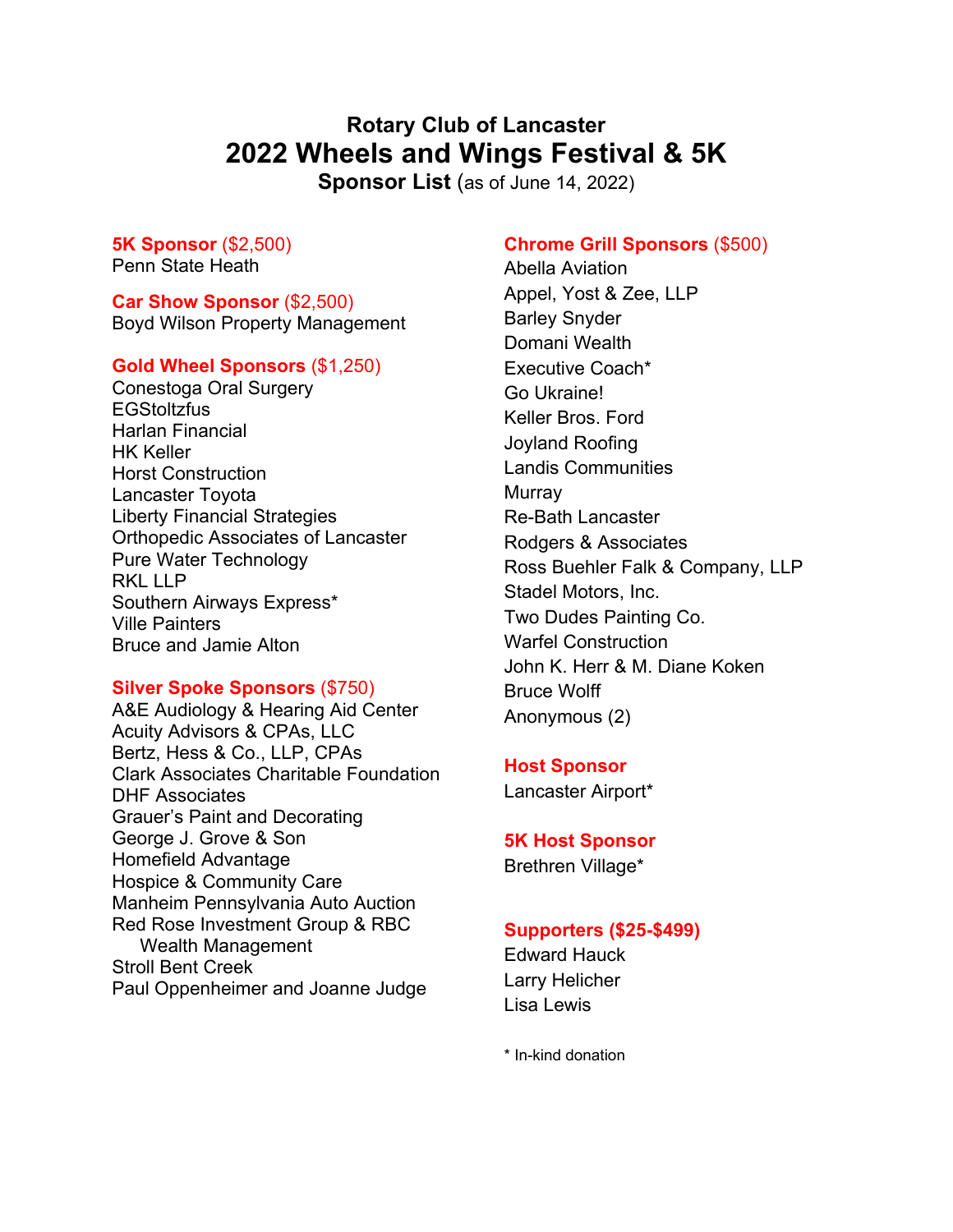# Rotary Club of Lancaster
# 2022 Wheels and Wings Festival & 5K
**Sponsor List** (as of June 14, 2022)

**5K Sponsor** ($2,500)
Penn State Heath

**Car Show Sponsor** ($2,500)
Boyd Wilson Property Management

**Gold Wheel Sponsors** ($1,250)
Conestoga Oral Surgery
EGStoltzfus
Harlan Financial
HK Keller
Horst Construction
Lancaster Toyota
Liberty Financial Strategies
Orthopedic Associates of Lancaster
Pure Water Technology
RKL LLP
Southern Airways Express*
Ville Painters
Bruce and Jamie Alton

**Silver Spoke Sponsors** ($750)
A&E Audiology & Hearing Aid Center
Acuity Advisors & CPAs, LLC
Bertz, Hess & Co., LLP, CPAs
Clark Associates Charitable Foundation
DHF Associates
Grauer's Paint and Decorating
George J. Grove & Son
Homefield Advantage
Hospice & Community Care
Manheim Pennsylvania Auto Auction
Red Rose Investment Group & RBC Wealth Management
Stroll Bent Creek
Paul Oppenheimer and Joanne Judge

**Chrome Grill Sponsors** ($500)
Abella Aviation
Appel, Yost & Zee, LLP
Barley Snyder
Domani Wealth
Executive Coach*
Go Ukraine!
Keller Bros. Ford
Joyland Roofing
Landis Communities
Murray
Re-Bath Lancaster
Rodgers & Associates
Ross Buehler Falk & Company, LLP
Stadel Motors, Inc.
Two Dudes Painting Co.
Warfel Construction
John K. Herr & M. Diane Koken
Bruce Wolff
Anonymous (2)

**Host Sponsor**
Lancaster Airport*

**5K Host Sponsor**
Brethren Village*

**Supporters ($25-$499)**
Edward Hauck
Larry Helicher
Lisa Lewis

* In-kind donation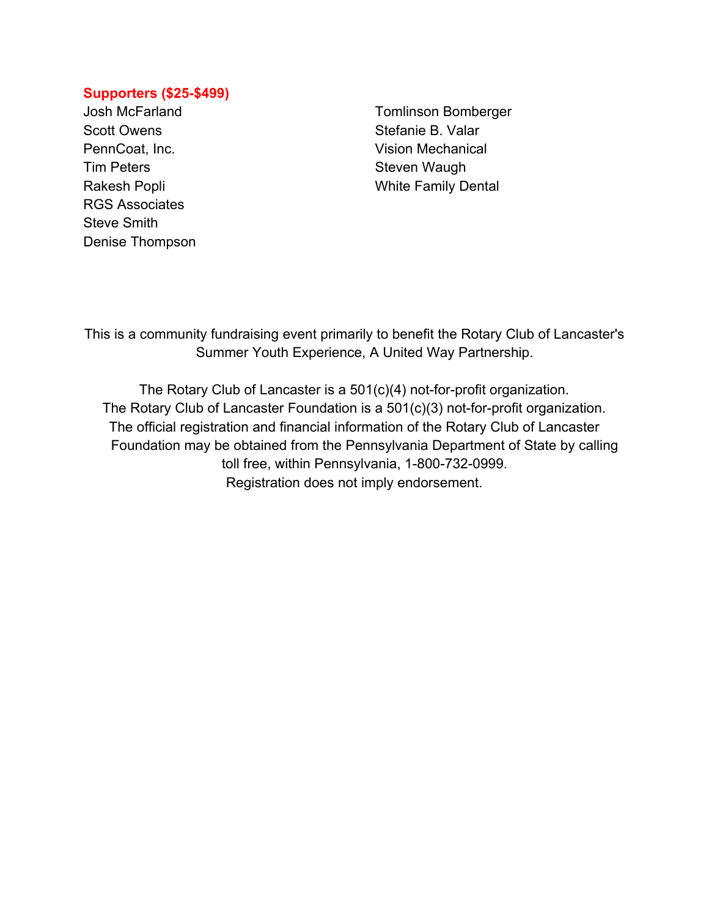**Supporters ($25-$499)**

Josh McFarland
Scott Owens
PennCoat, Inc.
Tim Peters
Rakesh Popli
RGS Associates
Steve Smith
Denise Thompson
Tomlinson Bomberger
Stefanie B. Valar
Vision Mechanical
Steven Waugh
White Family Dental

This is a community fundraising event primarily to benefit the Rotary Club of Lancaster's Summer Youth Experience, A United Way Partnership.

The Rotary Club of Lancaster is a 501(c)(4) not-for-profit organization.
The Rotary Club of Lancaster Foundation is a 501(c)(3) not-for-profit organization.
The official registration and financial information of the Rotary Club of Lancaster Foundation may be obtained from the Pennsylvania Department of State by calling toll free, within Pennsylvania, 1-800-732-0999.
Registration does not imply endorsement.